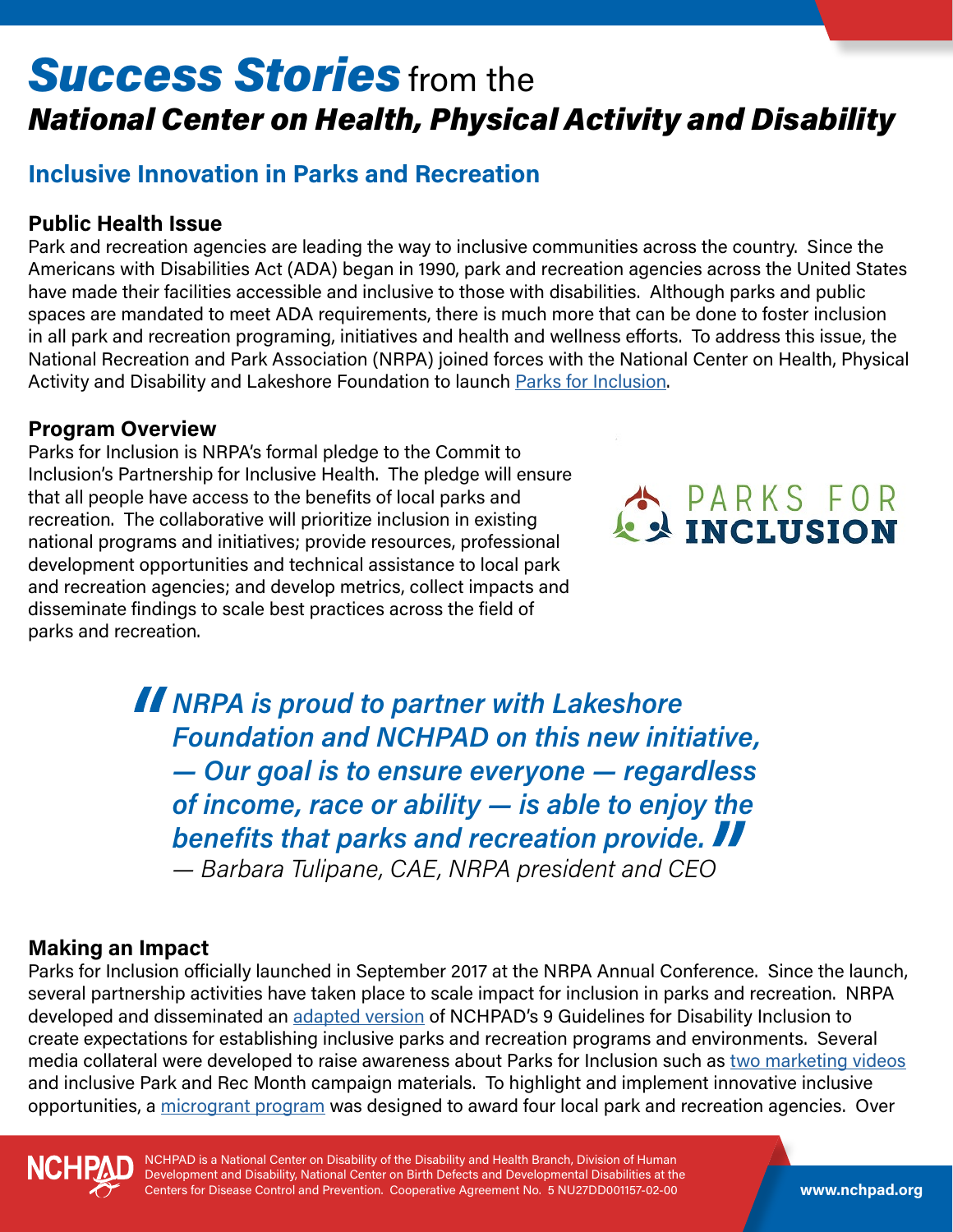# *Success Stories* from the *National Center on Health, Physical Activity and Disability*

## Inclusive Innovation in Parks and Recreation

### Public Health Issue

Park and recreation agencies are leading the way to inclusive communities across the country. Since the Americans with Disabilities Act (ADA) began in 1990, park and recreation agencies across the United States have made their facilities accessible and inclusive to those with disabilities. Although parks and public spaces are mandated to meet ADA requirements, there is much more that can be done to foster inclusion in all park and recreation programing, initiatives and health and wellness efforts. To address this issue, the National Recreation and Park Association (NRPA) joined forces with the National Center on Health, Physical Activity and Disability and Lakeshore Foundation to launch Parks for Inclusion.

### Program Overview

Parks for Inclusion is NRPA's formal pledge to the Commit to Inclusion's Partnership for Inclusive Health. The pledge will ensure that all people have access to the benefits of local parks and recreation. The collaborative will prioritize inclusion in existing national programs and initiatives; provide resources, professional development opportunities and technical assistance to local park and recreation agencies; and develop metrics, collect impacts and disseminate findings to scale best practices across the field of parks and recreation.

PARKS FOR INCLUSION

> ***"NRPA is proud to partner with Lakeshore Foundation and NCHPAD on this new initiative, — Our goal is to ensure everyone — regardless of income, race or ability — is able to enjoy the benefits that parks and recreation provide."***
>
> *— Barbara Tulipane, CAE, NRPA president and CEO*

### Making an Impact

Parks for Inclusion officially launched in September 2017 at the NRPA Annual Conference. Since the launch, several partnership activities have taken place to scale impact for inclusion in parks and recreation. NRPA developed and disseminated an adapted version of NCHPAD's 9 Guidelines for Disability Inclusion to create expectations for establishing inclusive parks and recreation programs and environments. Several media collateral were developed to raise awareness about Parks for Inclusion such as two marketing videos and inclusive Park and Rec Month campaign materials. To highlight and implement innovative inclusive opportunities, a microgrant program was designed to award four local park and recreation agencies. Over

NCHPAD is a National Center on Disability of the Disability and Health Branch, Division of Human Development and Disability, National Center on Birth Defects and Developmental Disabilities at the Centers for Disease Control and Prevention. Cooperative Agreement No. 5 NU27DD001157-02-00

www.nchpad.org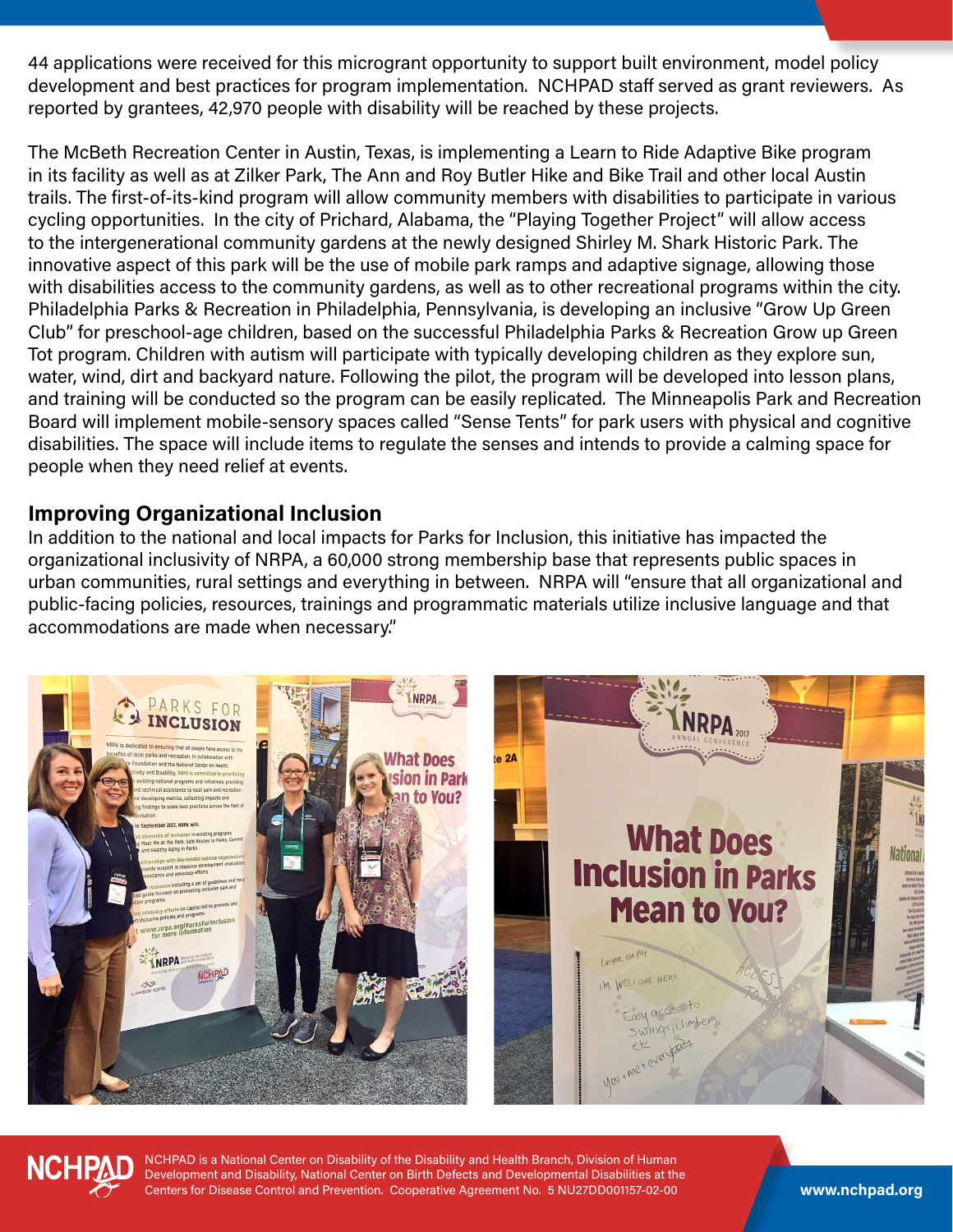44 applications were received for this microgrant opportunity to support built environment, model policy development and best practices for program implementation. NCHPAD staff served as grant reviewers. As reported by grantees, 42,970 people with disability will be reached by these projects.

The McBeth Recreation Center in Austin, Texas, is implementing a Learn to Ride Adaptive Bike program in its facility as well as at Zilker Park, The Ann and Roy Butler Hike and Bike Trail and other local Austin trails. The first-of-its-kind program will allow community members with disabilities to participate in various cycling opportunities. In the city of Prichard, Alabama, the "Playing Together Project" will allow access to the intergenerational community gardens at the newly designed Shirley M. Shark Historic Park. The innovative aspect of this park will be the use of mobile park ramps and adaptive signage, allowing those with disabilities access to the community gardens, as well as to other recreational programs within the city. Philadelphia Parks & Recreation in Philadelphia, Pennsylvania, is developing an inclusive "Grow Up Green Club" for preschool-age children, based on the successful Philadelphia Parks & Recreation Grow up Green Tot program. Children with autism will participate with typically developing children as they explore sun, water, wind, dirt and backyard nature. Following the pilot, the program will be developed into lesson plans, and training will be conducted so the program can be easily replicated. The Minneapolis Park and Recreation Board will implement mobile-sensory spaces called "Sense Tents" for park users with physical and cognitive disabilities. The space will include items to regulate the senses and intends to provide a calming space for people when they need relief at events.

## Improving Organizational Inclusion

In addition to the national and local impacts for Parks for Inclusion, this initiative has impacted the organizational inclusivity of NRPA, a 60,000 strong membership base that represents public spaces in urban communities, rural settings and everything in between. NRPA will "ensure that all organizational and public-facing policies, resources, trainings and programmatic materials utilize inclusive language and that accommodations are made when necessary."

NCHPAD is a National Center on Disability of the Disability and Health Branch, Division of Human Development and Disability, National Center on Birth Defects and Developmental Disabilities at the Centers for Disease Control and Prevention. Cooperative Agreement No. 5 NU27DD001157-02-00

www.nchpad.org